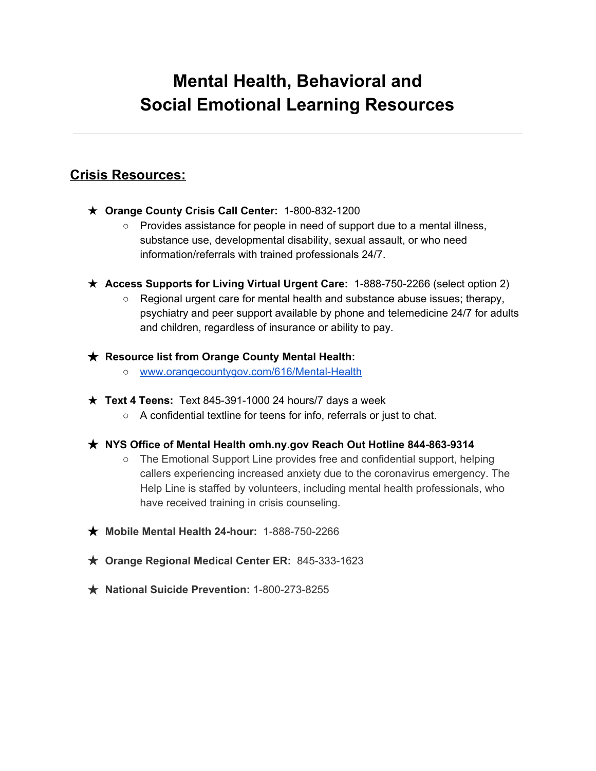# Mental Health, Behavioral and Social Emotional Learning Resources

---

## Crisis Resources:

- **Orange County Crisis Call Center:** 1-800-832-1200
  - Provides assistance for people in need of support due to a mental illness, substance use, developmental disability, sexual assault, or who need information/referrals with trained professionals 24/7.

- **Access Supports for Living Virtual Urgent Care:** 1-888-750-2266 (select option 2)
  - Regional urgent care for mental health and substance abuse issues; therapy, psychiatry and peer support available by phone and telemedicine 24/7 for adults and children, regardless of insurance or ability to pay.

- **Resource list from Orange County Mental Health:**
  - [www.orangecountygov.com/616/Mental-Health](http://www.orangecountygov.com/616/Mental-Health)

- **Text 4 Teens:** Text 845-391-1000 24 hours/7 days a week
  - A confidential textline for teens for info, referrals or just to chat.

- **NYS Office of Mental Health omh.ny.gov Reach Out Hotline 844-863-9314**
  - The Emotional Support Line provides free and confidential support, helping callers experiencing increased anxiety due to the coronavirus emergency. The Help Line is staffed by volunteers, including mental health professionals, who have received training in crisis counseling.

- **Mobile Mental Health 24-hour:** 1-888-750-2266

- **Orange Regional Medical Center ER:** 845-333-1623

- **National Suicide Prevention:** 1-800-273-8255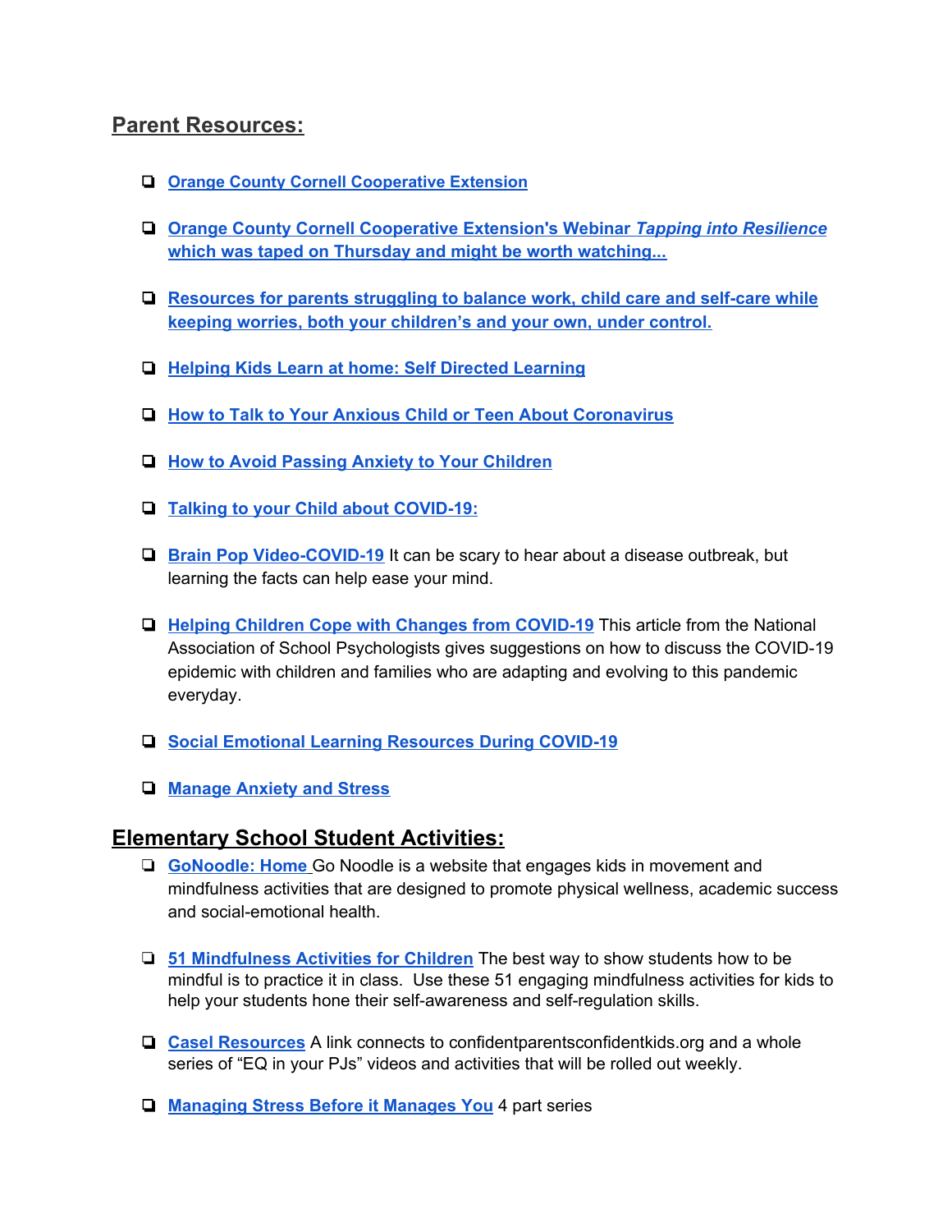## Parent Resources:

- **Orange County Cornell Cooperative Extension**
- **Orange County Cornell Cooperative Extension's Webinar *Tapping into Resilience* which was taped on Thursday and might be worth watching...**
- **Resources for parents struggling to balance work, child care and self-care while keeping worries, both your children's and your own, under control.**
- **Helping Kids Learn at home: Self Directed Learning**
- **How to Talk to Your Anxious Child or Teen About Coronavirus**
- **How to Avoid Passing Anxiety to Your Children**
- **Talking to your Child about COVID-19:**
- **Brain Pop Video-COVID-19** It can be scary to hear about a disease outbreak, but learning the facts can help ease your mind.
- **Helping Children Cope with Changes from COVID-19** This article from the National Association of School Psychologists gives suggestions on how to discuss the COVID-19 epidemic with children and families who are adapting and evolving to this pandemic everyday.
- **Social Emotional Learning Resources During COVID-19**
- **Manage Anxiety and Stress**

## Elementary School Student Activities:

- **GoNoodle: Home** Go Noodle is a website that engages kids in movement and mindfulness activities that are designed to promote physical wellness, academic success and social-emotional health.
- **51 Mindfulness Activities for Children** The best way to show students how to be mindful is to practice it in class. Use these 51 engaging mindfulness activities for kids to help your students hone their self-awareness and self-regulation skills.
- **Casel Resources** A link connects to confidentparentsconfidentkids.org and a whole series of "EQ in your PJs" videos and activities that will be rolled out weekly.
- **Managing Stress Before it Manages You** 4 part series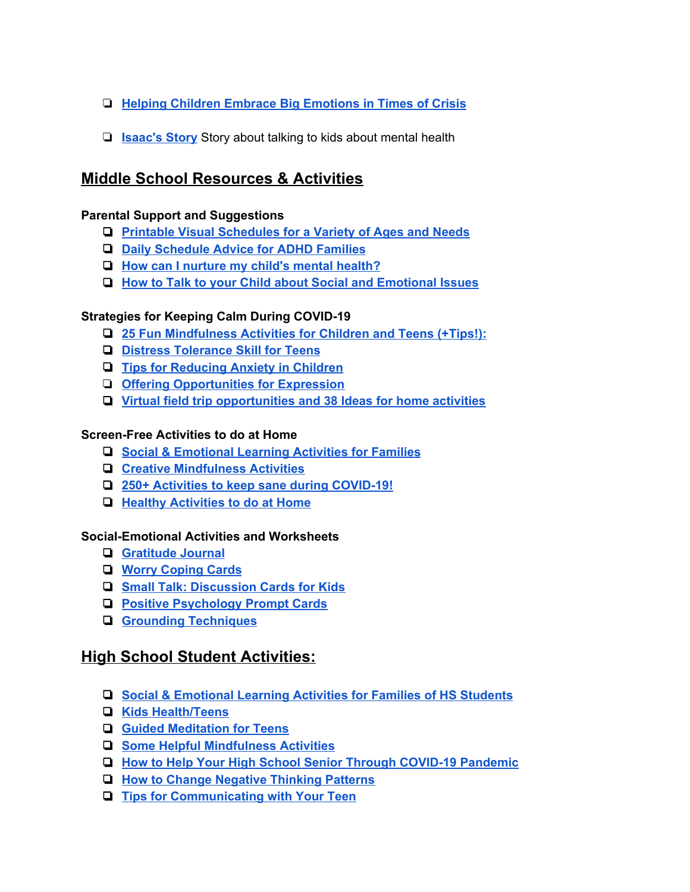- Helping Children Embrace Big Emotions in Times of Crisis

- Isaac's Story Story about talking to kids about mental health

## Middle School Resources & Activities

**Parental Support and Suggestions**

- Printable Visual Schedules for a Variety of Ages and Needs
- Daily Schedule Advice for ADHD Families
- How can I nurture my child's mental health?
- How to Talk to your Child about Social and Emotional Issues

**Strategies for Keeping Calm During COVID-19**

- 25 Fun Mindfulness Activities for Children and Teens (+Tips!):
- Distress Tolerance Skill for Teens
- Tips for Reducing Anxiety in Children
- Offering Opportunities for Expression
- Virtual field trip opportunities and 38 Ideas for home activities

**Screen-Free Activities to do at Home**

- Social & Emotional Learning Activities for Families
- Creative Mindfulness Activities
- 250+ Activities to keep sane during COVID-19!
- Healthy Activities to do at Home

**Social-Emotional Activities and Worksheets**

- Gratitude Journal
- Worry Coping Cards
- Small Talk: Discussion Cards for Kids
- Positive Psychology Prompt Cards
- Grounding Techniques

## High School Student Activities:

- Social & Emotional Learning Activities for Families of HS Students
- Kids Health/Teens
- Guided Meditation for Teens
- Some Helpful Mindfulness Activities
- How to Help Your High School Senior Through COVID-19 Pandemic
- How to Change Negative Thinking Patterns
- Tips for Communicating with Your Teen